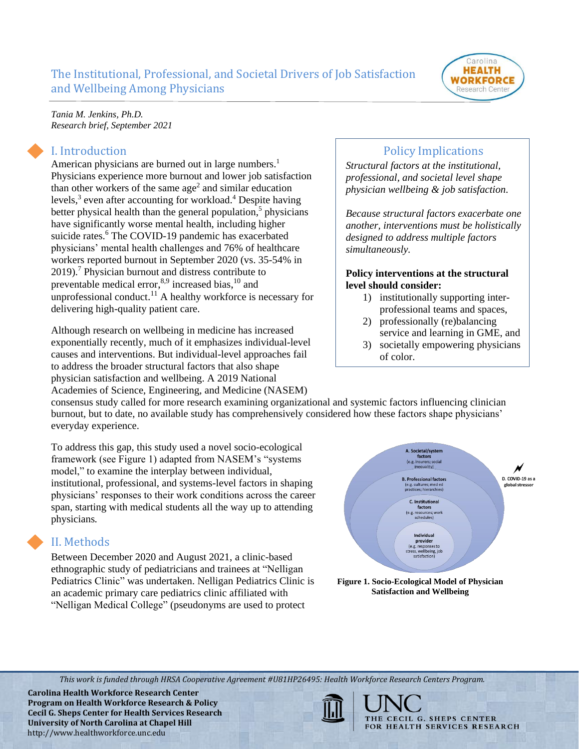# The Institutional, Professional, and Societal Drivers of Job Satisfaction and Wellbeing Among Physicians

*Tania M. Jenkins, Ph.D.*
*Research brief, September 2021*

## I. Introduction

American physicians are burned out in large numbers.[1] Physicians experience more burnout and lower job satisfaction than other workers of the same age[2] and similar education levels,[3] even after accounting for workload.[4] Despite having better physical health than the general population,[5] physicians have significantly worse mental health, including higher suicide rates.[6] The COVID-19 pandemic has exacerbated physicians' mental health challenges and 76% of healthcare workers reported burnout in September 2020 (vs. 35-54% in 2019).[7] Physician burnout and distress contribute to preventable medical error,[8,9] increased bias,[10] and unprofessional conduct.[11] A healthy workforce is necessary for delivering high-quality patient care.

Although research on wellbeing in medicine has increased exponentially recently, much of it emphasizes individual-level causes and interventions. But individual-level approaches fail to address the broader structural factors that also shape physician satisfaction and wellbeing. A 2019 National Academies of Science, Engineering, and Medicine (NASEM) consensus study called for more research examining organizational and systemic factors influencing clinician burnout, but to date, no available study has comprehensively considered how these factors shape physicians' everyday experience.

### Policy Implications

*Structural factors at the institutional, professional, and societal level shape physician wellbeing & job satisfaction.*

*Because structural factors exacerbate one another, interventions must be holistically designed to address multiple factors simultaneously.*

**Policy interventions at the structural level should consider:**

1) institutionally supporting inter-professional teams and spaces,
2) professionally (re)balancing service and learning in GME, and
3) societally empowering physicians of color.

To address this gap, this study used a novel socio-ecological framework (see Figure 1) adapted from NASEM's "systems model," to examine the interplay between individual, institutional, professional, and systems-level factors in shaping physicians' responses to their work conditions across the career span, starting with medical students all the way up to attending physicians.

A. Societal/system factors (e.g. insurers; social inequality)
B. Professional factors (e.g. cultures; med ed practices; hierarchies)
C. Institutional factors (e.g. resources; work schedules)
Individual provider (e.g. responses to stress, wellbeing, job satisfaction)
D. COVID-19 as a global stressor

**Figure 1. Socio-Ecological Model of Physician Satisfaction and Wellbeing**

## II. Methods

Between December 2020 and August 2021, a clinic-based ethnographic study of pediatricians and trainees at "Nelligan Pediatrics Clinic" was undertaken. Nelligan Pediatrics Clinic is an academic primary care pediatrics clinic affiliated with "Nelligan Medical College" (pseudonyms are used to protect

*This work is funded through HRSA Cooperative Agreement #U81HP26495: Health Workforce Research Centers Program.*

**Carolina Health Workforce Research Center**
**Program on Health Workforce Research & Policy**
**Cecil G. Sheps Center for Health Services Research**
**University of North Carolina at Chapel Hill**
http://www.healthworkforce.unc.edu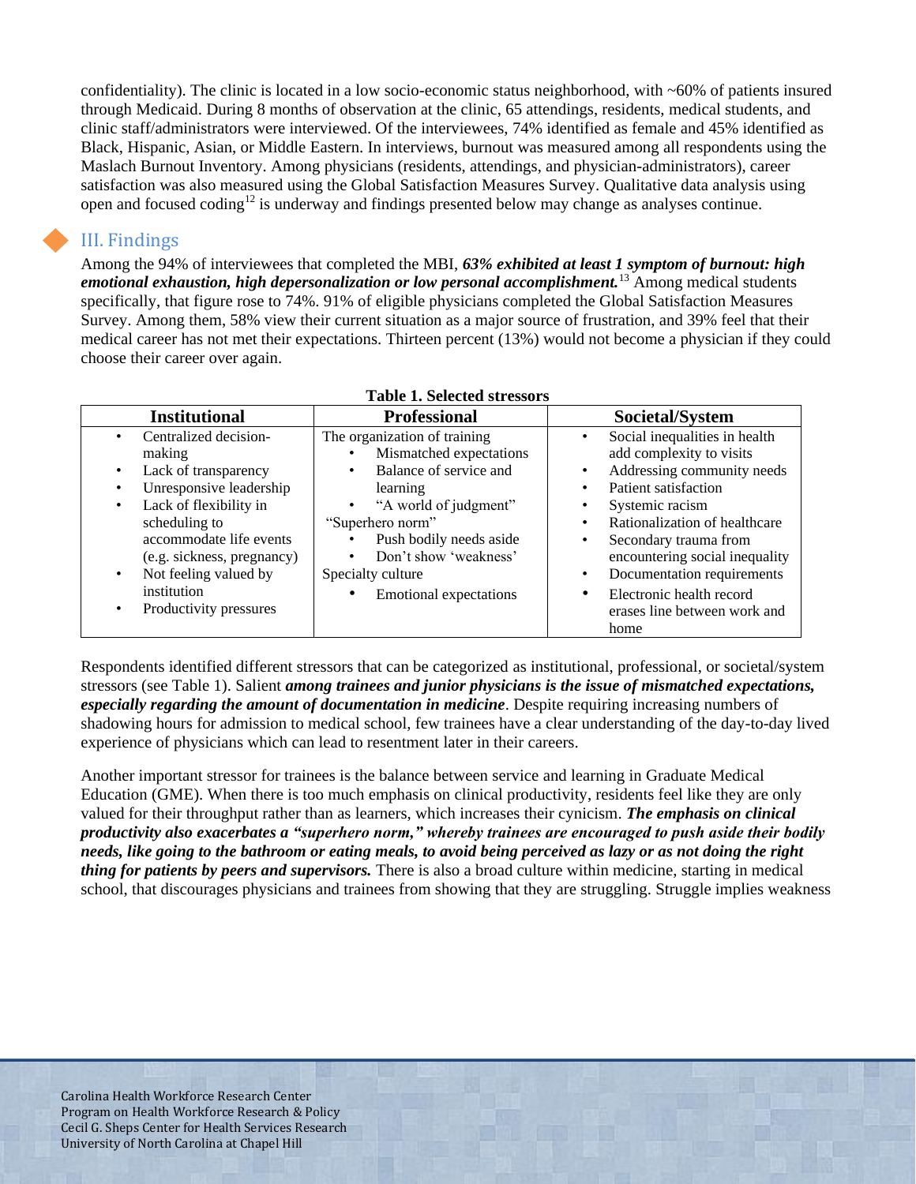confidentiality). The clinic is located in a low socio-economic status neighborhood, with ~60% of patients insured through Medicaid. During 8 months of observation at the clinic, 65 attendings, residents, medical students, and clinic staff/administrators were interviewed. Of the interviewees, 74% identified as female and 45% identified as Black, Hispanic, Asian, or Middle Eastern. In interviews, burnout was measured among all respondents using the Maslach Burnout Inventory. Among physicians (residents, attendings, and physician-administrators), career satisfaction was also measured using the Global Satisfaction Measures Survey. Qualitative data analysis using open and focused coding[12] is underway and findings presented below may change as analyses continue.

## III. Findings

Among the 94% of interviewees that completed the MBI, ***63% exhibited at least 1 symptom of burnout: high emotional exhaustion, high depersonalization or low personal accomplishment.***[13] Among medical students specifically, that figure rose to 74%. 91% of eligible physicians completed the Global Satisfaction Measures Survey. Among them, 58% view their current situation as a major source of frustration, and 39% feel that their medical career has not met their expectations. Thirteen percent (13%) would not become a physician if they could choose their career over again.

**Table 1. Selected stressors**

| Institutional | Professional | Societal/System |
|---|---|---|
| • Centralized decision-making<br>• Lack of transparency<br>• Unresponsive leadership<br>• Lack of flexibility in scheduling to accommodate life events (e.g. sickness, pregnancy)<br>• Not feeling valued by institution<br>• Productivity pressures | The organization of training<br>• Mismatched expectations<br>• Balance of service and learning<br>• "A world of judgment"<br>"Superhero norm"<br>• Push bodily needs aside<br>• Don't show 'weakness'<br>Specialty culture<br>• Emotional expectations | • Social inequalities in health add complexity to visits<br>• Addressing community needs<br>• Patient satisfaction<br>• Systemic racism<br>• Rationalization of healthcare<br>• Secondary trauma from encountering social inequality<br>• Documentation requirements<br>• Electronic health record erases line between work and home |

Respondents identified different stressors that can be categorized as institutional, professional, or societal/system stressors (see Table 1). Salient ***among trainees and junior physicians is the issue of mismatched expectations, especially regarding the amount of documentation in medicine***. Despite requiring increasing numbers of shadowing hours for admission to medical school, few trainees have a clear understanding of the day-to-day lived experience of physicians which can lead to resentment later in their careers.

Another important stressor for trainees is the balance between service and learning in Graduate Medical Education (GME). When there is too much emphasis on clinical productivity, residents feel like they are only valued for their throughput rather than as learners, which increases their cynicism. ***The emphasis on clinical productivity also exacerbates a "superhero norm," whereby trainees are encouraged to push aside their bodily needs, like going to the bathroom or eating meals, to avoid being perceived as lazy or as not doing the right thing for patients by peers and supervisors.*** There is also a broad culture within medicine, starting in medical school, that discourages physicians and trainees from showing that they are struggling. Struggle implies weakness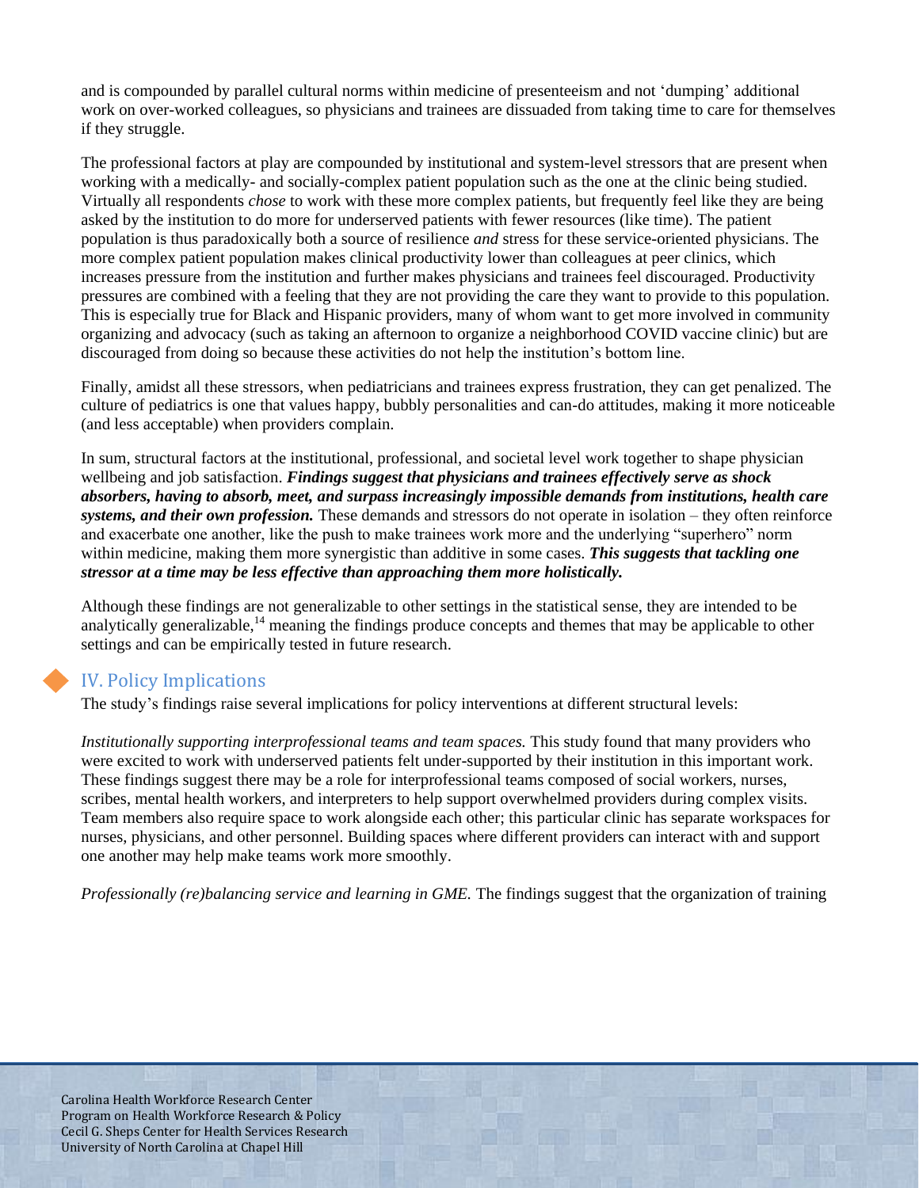and is compounded by parallel cultural norms within medicine of presenteeism and not 'dumping' additional work on over-worked colleagues, so physicians and trainees are dissuaded from taking time to care for themselves if they struggle.

The professional factors at play are compounded by institutional and system-level stressors that are present when working with a medically- and socially-complex patient population such as the one at the clinic being studied. Virtually all respondents *chose* to work with these more complex patients, but frequently feel like they are being asked by the institution to do more for underserved patients with fewer resources (like time). The patient population is thus paradoxically both a source of resilience *and* stress for these service-oriented physicians. The more complex patient population makes clinical productivity lower than colleagues at peer clinics, which increases pressure from the institution and further makes physicians and trainees feel discouraged. Productivity pressures are combined with a feeling that they are not providing the care they want to provide to this population. This is especially true for Black and Hispanic providers, many of whom want to get more involved in community organizing and advocacy (such as taking an afternoon to organize a neighborhood COVID vaccine clinic) but are discouraged from doing so because these activities do not help the institution's bottom line.

Finally, amidst all these stressors, when pediatricians and trainees express frustration, they can get penalized. The culture of pediatrics is one that values happy, bubbly personalities and can-do attitudes, making it more noticeable (and less acceptable) when providers complain.

In sum, structural factors at the institutional, professional, and societal level work together to shape physician wellbeing and job satisfaction. ***Findings suggest that physicians and trainees effectively serve as shock absorbers, having to absorb, meet, and surpass increasingly impossible demands from institutions, health care systems, and their own profession.*** These demands and stressors do not operate in isolation – they often reinforce and exacerbate one another, like the push to make trainees work more and the underlying "superhero" norm within medicine, making them more synergistic than additive in some cases. ***This suggests that tackling one stressor at a time may be less effective than approaching them more holistically.***

Although these findings are not generalizable to other settings in the statistical sense, they are intended to be analytically generalizable,[14] meaning the findings produce concepts and themes that may be applicable to other settings and can be empirically tested in future research.

## IV. Policy Implications

The study's findings raise several implications for policy interventions at different structural levels:

*Institutionally supporting interprofessional teams and team spaces.* This study found that many providers who were excited to work with underserved patients felt under-supported by their institution in this important work. These findings suggest there may be a role for interprofessional teams composed of social workers, nurses, scribes, mental health workers, and interpreters to help support overwhelmed providers during complex visits. Team members also require space to work alongside each other; this particular clinic has separate workspaces for nurses, physicians, and other personnel. Building spaces where different providers can interact with and support one another may help make teams work more smoothly.

*Professionally (re)balancing service and learning in GME.* The findings suggest that the organization of training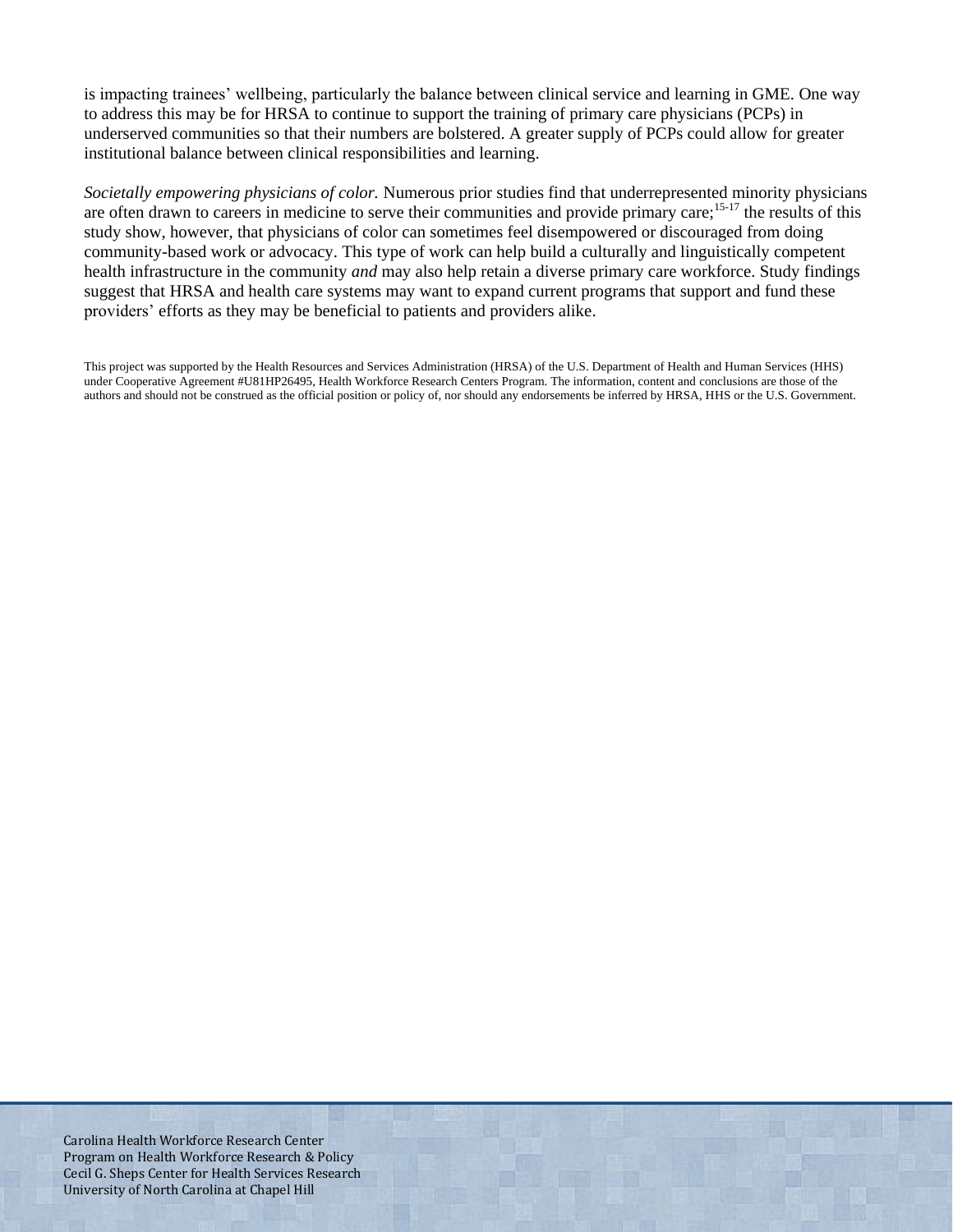is impacting trainees' wellbeing, particularly the balance between clinical service and learning in GME. One way to address this may be for HRSA to continue to support the training of primary care physicians (PCPs) in underserved communities so that their numbers are bolstered. A greater supply of PCPs could allow for greater institutional balance between clinical responsibilities and learning.

*Societally empowering physicians of color.* Numerous prior studies find that underrepresented minority physicians are often drawn to careers in medicine to serve their communities and provide primary care;[15-17] the results of this study show, however, that physicians of color can sometimes feel disempowered or discouraged from doing community-based work or advocacy. This type of work can help build a culturally and linguistically competent health infrastructure in the community *and* may also help retain a diverse primary care workforce. Study findings suggest that HRSA and health care systems may want to expand current programs that support and fund these providers' efforts as they may be beneficial to patients and providers alike.

This project was supported by the Health Resources and Services Administration (HRSA) of the U.S. Department of Health and Human Services (HHS) under Cooperative Agreement #U81HP26495, Health Workforce Research Centers Program. The information, content and conclusions are those of the authors and should not be construed as the official position or policy of, nor should any endorsements be inferred by HRSA, HHS or the U.S. Government.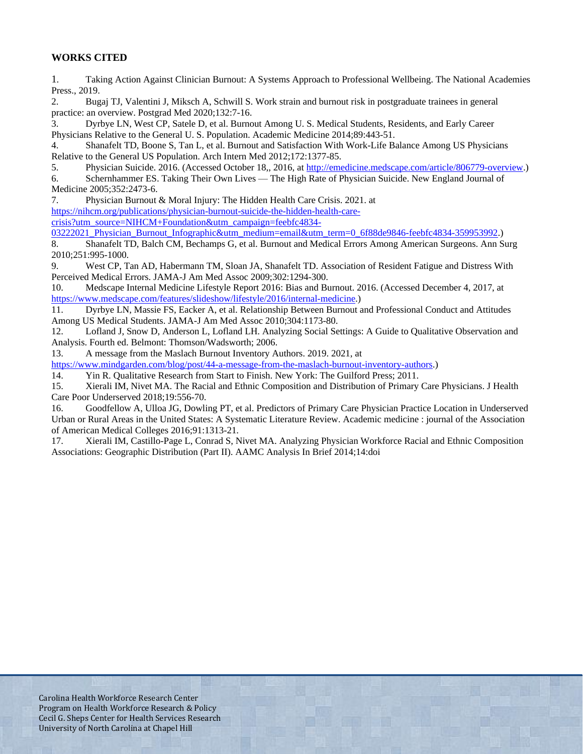**WORKS CITED**

1. Taking Action Against Clinician Burnout: A Systems Approach to Professional Wellbeing. The National Academies Press., 2019.
2. Bugaj TJ, Valentini J, Miksch A, Schwill S. Work strain and burnout risk in postgraduate trainees in general practice: an overview. Postgrad Med 2020;132:7-16.
3. Dyrbye LN, West CP, Satele D, et al. Burnout Among U. S. Medical Students, Residents, and Early Career Physicians Relative to the General U. S. Population. Academic Medicine 2014;89:443-51.
4. Shanafelt TD, Boone S, Tan L, et al. Burnout and Satisfaction With Work-Life Balance Among US Physicians Relative to the General US Population. Arch Intern Med 2012;172:1377-85.
5. Physician Suicide. 2016. (Accessed October 18,, 2016, at http://emedicine.medscape.com/article/806779-overview.)
6. Schernhammer ES. Taking Their Own Lives — The High Rate of Physician Suicide. New England Journal of Medicine 2005;352:2473-6.
7. Physician Burnout & Moral Injury: The Hidden Health Care Crisis. 2021. at https://nihcm.org/publications/physician-burnout-suicide-the-hidden-health-care-crisis?utm_source=NIHCM+Foundation&utm_campaign=feebfc4834-03222021_Physician_Burnout_Infographic&utm_medium=email&utm_term=0_6f88de9846-feebfc4834-359953992.)
8. Shanafelt TD, Balch CM, Bechamps G, et al. Burnout and Medical Errors Among American Surgeons. Ann Surg 2010;251:995-1000.
9. West CP, Tan AD, Habermann TM, Sloan JA, Shanafelt TD. Association of Resident Fatigue and Distress With Perceived Medical Errors. JAMA-J Am Med Assoc 2009;302:1294-300.
10. Medscape Internal Medicine Lifestyle Report 2016: Bias and Burnout. 2016. (Accessed December 4, 2017, at https://www.medscape.com/features/slideshow/lifestyle/2016/internal-medicine.)
11. Dyrbye LN, Massie FS, Eacker A, et al. Relationship Between Burnout and Professional Conduct and Attitudes Among US Medical Students. JAMA-J Am Med Assoc 2010;304:1173-80.
12. Lofland J, Snow D, Anderson L, Lofland LH. Analyzing Social Settings: A Guide to Qualitative Observation and Analysis. Fourth ed. Belmont: Thomson/Wadsworth; 2006.
13. A message from the Maslach Burnout Inventory Authors. 2019. 2021, at https://www.mindgarden.com/blog/post/44-a-message-from-the-maslach-burnout-inventory-authors.)
14. Yin R. Qualitative Research from Start to Finish. New York: The Guilford Press; 2011.
15. Xierali IM, Nivet MA. The Racial and Ethnic Composition and Distribution of Primary Care Physicians. J Health Care Poor Underserved 2018;19:556-70.
16. Goodfellow A, Ulloa JG, Dowling PT, et al. Predictors of Primary Care Physician Practice Location in Underserved Urban or Rural Areas in the United States: A Systematic Literature Review. Academic medicine : journal of the Association of American Medical Colleges 2016;91:1313-21.
17. Xierali IM, Castillo-Page L, Conrad S, Nivet MA. Analyzing Physician Workforce Racial and Ethnic Composition Associations: Geographic Distribution (Part II). AAMC Analysis In Brief 2014;14:doi